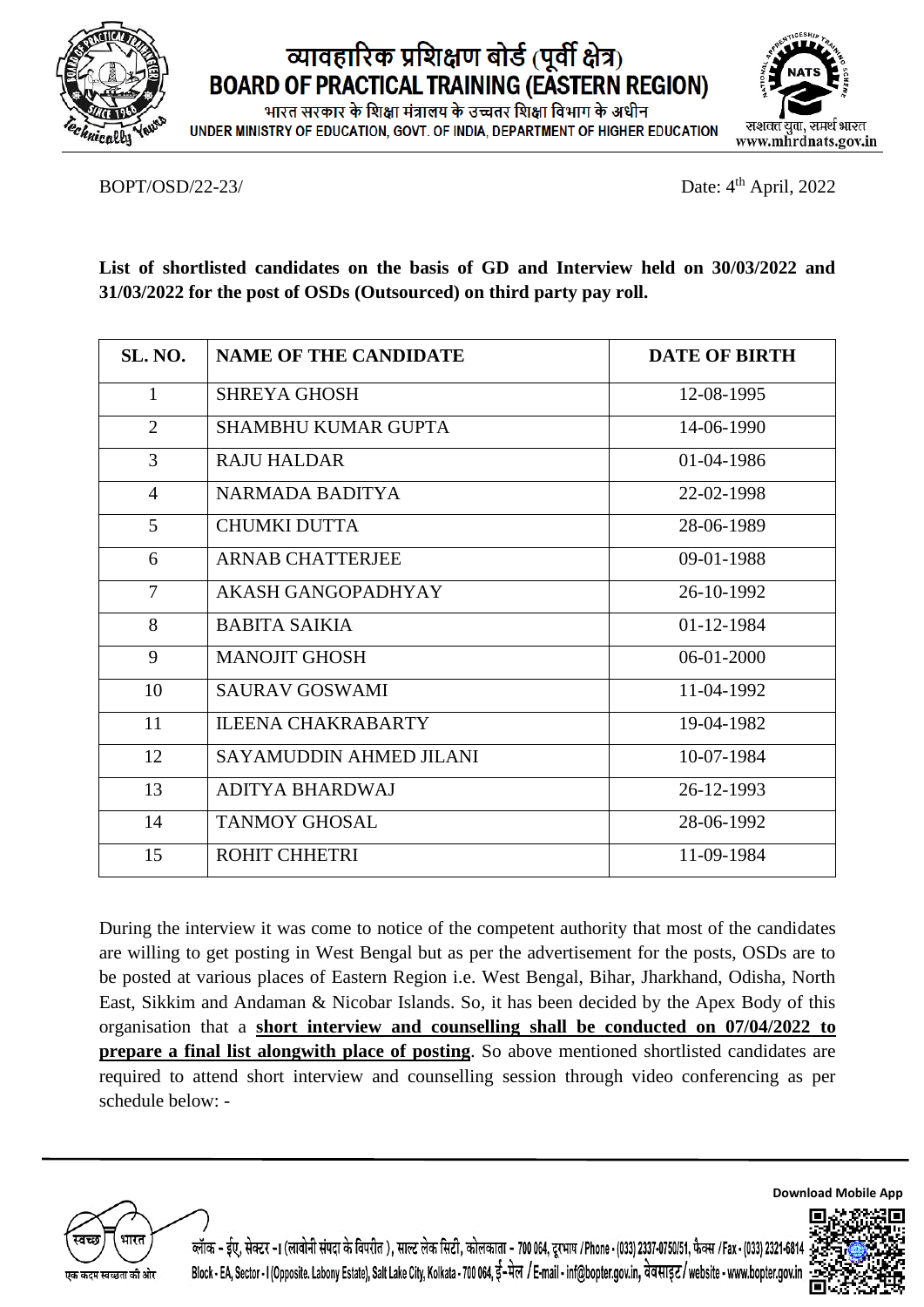# व्यावहारिक प्रशिक्षण बोर्ड (पूर्वी क्षेत्र)
# BOARD OF PRACTICAL TRAINING (EASTERN REGION)

भारत सरकार के शिक्षा मंत्रालय के उच्चतर शिक्षा विभाग के अधीन
UNDER MINISTRY OF EDUCATION, GOVT. OF INDIA, DEPARTMENT OF HIGHER EDUCATION

सशक्त युवा, समर्थ भारत
www.mhrdnats.gov.in

BOPT/OSD/22-23/ Date: 4th April, 2022

**List of shortlisted candidates on the basis of GD and Interview held on 30/03/2022 and 31/03/2022 for the post of OSDs (Outsourced) on third party pay roll.**

| SL. NO. | NAME OF THE CANDIDATE | DATE OF BIRTH |
|---|---|---|
| 1 | SHREYA GHOSH | 12-08-1995 |
| 2 | SHAMBHU KUMAR GUPTA | 14-06-1990 |
| 3 | RAJU HALDAR | 01-04-1986 |
| 4 | NARMADA BADITYA | 22-02-1998 |
| 5 | CHUMKI DUTTA | 28-06-1989 |
| 6 | ARNAB CHATTERJEE | 09-01-1988 |
| 7 | AKASH GANGOPADHYAY | 26-10-1992 |
| 8 | BABITA SAIKIA | 01-12-1984 |
| 9 | MANOJIT GHOSH | 06-01-2000 |
| 10 | SAURAV GOSWAMI | 11-04-1992 |
| 11 | ILEENA CHAKRABARTY | 19-04-1982 |
| 12 | SAYAMUDDIN AHMED JILANI | 10-07-1984 |
| 13 | ADITYA BHARDWAJ | 26-12-1993 |
| 14 | TANMOY GHOSAL | 28-06-1992 |
| 15 | ROHIT CHHETRI | 11-09-1984 |

During the interview it was come to notice of the competent authority that most of the candidates are willing to get posting in West Bengal but as per the advertisement for the posts, OSDs are to be posted at various places of Eastern Region i.e. West Bengal, Bihar, Jharkhand, Odisha, North East, Sikkim and Andaman & Nicobar Islands. So, it has been decided by the Apex Body of this organisation that a **short interview and counselling shall be conducted on 07/04/2022 to prepare a final list alongwith place of posting**. So above mentioned shortlisted candidates are required to attend short interview and counselling session through video conferencing as per schedule below: -

ब्लॉक - ईए, सेक्टर -I (लाबोनी संपदा के विपरीत), साल्ट लेक सिटी, कोलकाता - 700 064, दूरभाष /Phone - (033) 2337-0750/51, फैक्स /Fax - (033) 2321-6814
Block - EA, Sector - I (Opposite. Labony Estate), Salt Lake City, Kolkata - 700 064, ई-मेल / E-mail - inf@bopter.gov.in, वेबसाइट / website - www.bopter.gov.in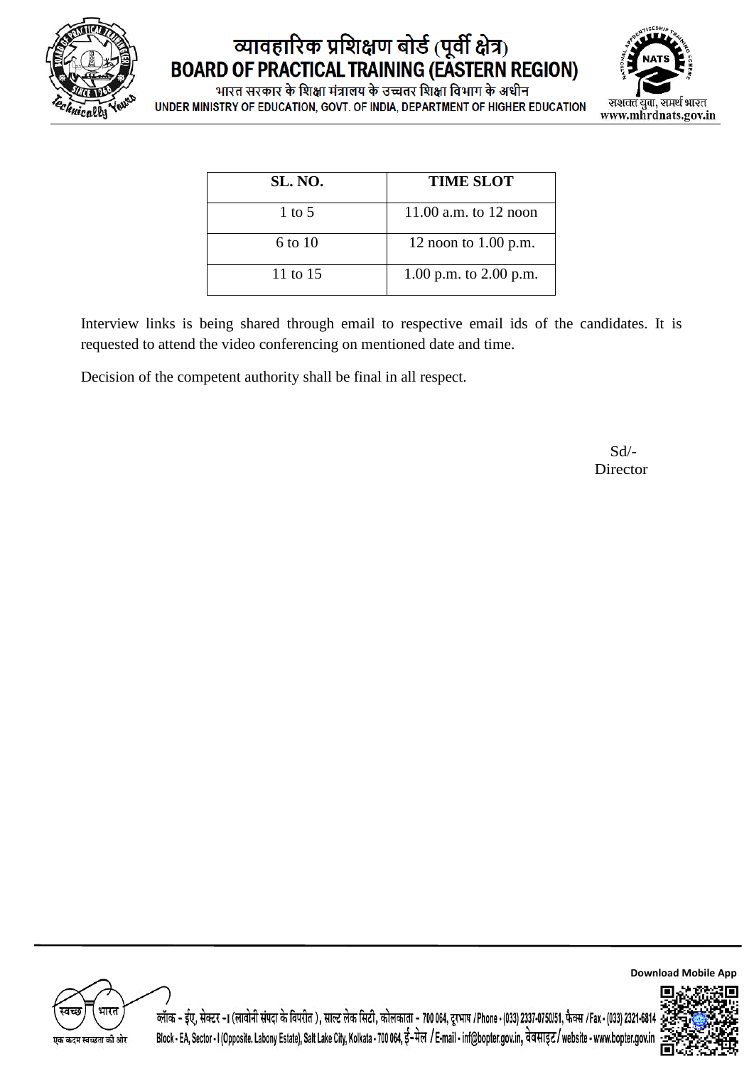| SL. NO. | TIME SLOT |
|---|---|
| 1 to 5 | 11.00 a.m. to 12 noon |
| 6 to 10 | 12 noon to 1.00 p.m. |
| 11 to 15 | 1.00 p.m. to 2.00 p.m. |

Interview links is being shared through email to respective email ids of the candidates. It is requested to attend the video conferencing on mentioned date and time.

Decision of the competent authority shall be final in all respect.

Sd/-
Director